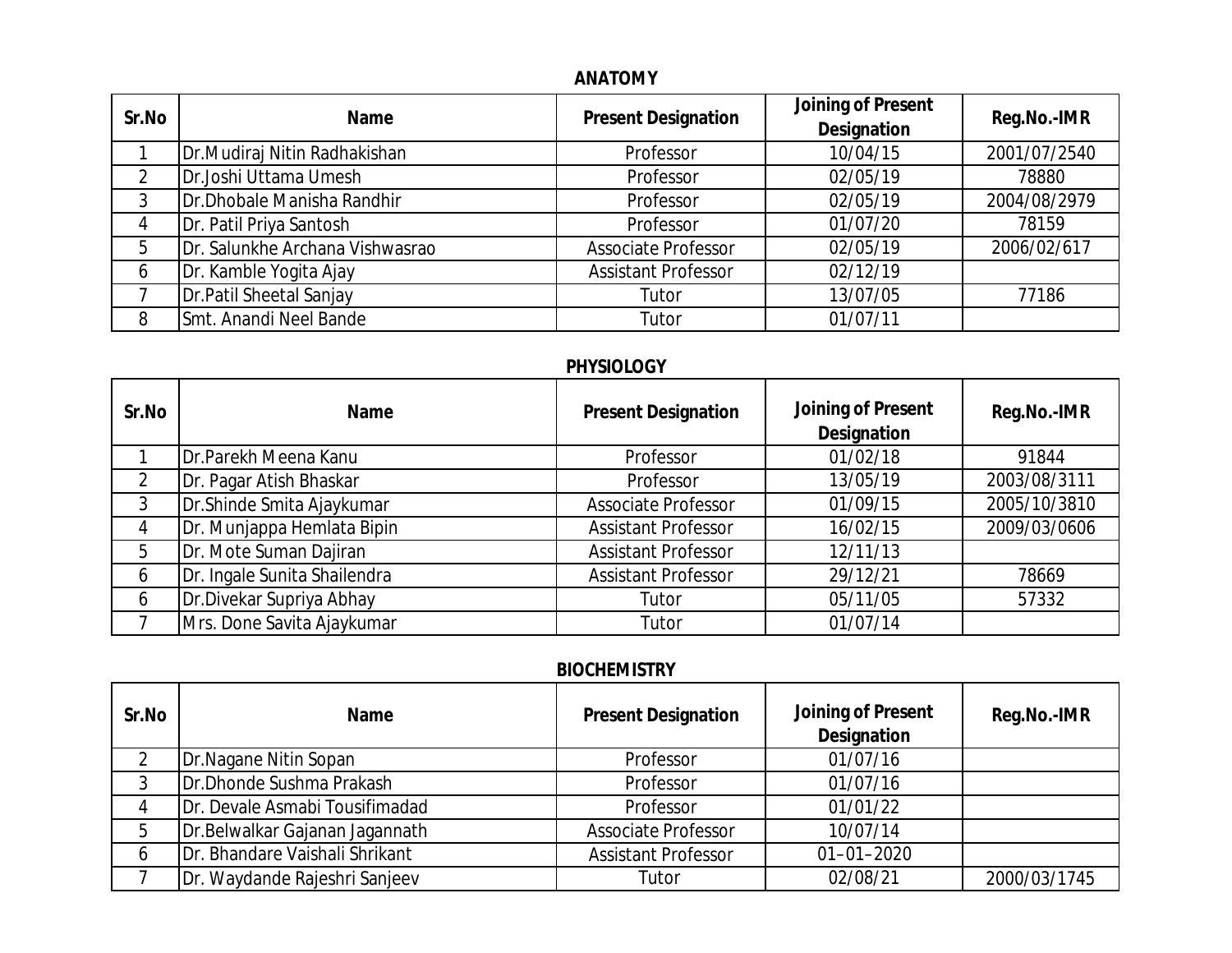## ANATOMY

| Sr.No | Name | Present Designation | Joining of Present Designation | Reg.No.-IMR |
|---|---|---|---|---|
| 1 | Dr.Mudiraj Nitin Radhakishan | Professor | 10/04/15 | 2001/07/2540 |
| 2 | Dr.Joshi Uttama Umesh | Professor | 02/05/19 | 78880 |
| 3 | Dr.Dhobale Manisha Randhir | Professor | 02/05/19 | 2004/08/2979 |
| 4 | Dr. Patil Priya Santosh | Professor | 01/07/20 | 78159 |
| 5 | Dr. Salunkhe Archana Vishwasrao | Associate Professor | 02/05/19 | 2006/02/617 |
| 6 | Dr. Kamble Yogita Ajay | Assistant Professor | 02/12/19 | |
| 7 | Dr.Patil Sheetal Sanjay | Tutor | 13/07/05 | 77186 |
| 8 | Smt. Anandi Neel Bande | Tutor | 01/07/11 | |

## PHYSIOLOGY

| Sr.No | Name | Present Designation | Joining of Present Designation | Reg.No.-IMR |
|---|---|---|---|---|
| 1 | Dr.Parekh Meena Kanu | Professor | 01/02/18 | 91844 |
| 2 | Dr. Pagar Atish Bhaskar | Professor | 13/05/19 | 2003/08/3111 |
| 3 | Dr.Shinde Smita Ajaykumar | Associate Professor | 01/09/15 | 2005/10/3810 |
| 4 | Dr. Munjappa Hemlata Bipin | Assistant Professor | 16/02/15 | 2009/03/0606 |
| 5 | Dr. Mote Suman Dajiran | Assistant Professor | 12/11/13 | |
| 6 | Dr. Ingale Sunita Shailendra | Assistant Professor | 29/12/21 | 78669 |
| 6 | Dr.Divekar Supriya Abhay | Tutor | 05/11/05 | 57332 |
| 7 | Mrs. Done Savita Ajaykumar | Tutor | 01/07/14 | |

## BIOCHEMISTRY

| Sr.No | Name | Present Designation | Joining of Present Designation | Reg.No.-IMR |
|---|---|---|---|---|
| 2 | Dr.Nagane Nitin Sopan | Professor | 01/07/16 | |
| 3 | Dr.Dhonde Sushma Prakash | Professor | 01/07/16 | |
| 4 | Dr. Devale Asmabi Tousifimadad | Professor | 01/01/22 | |
| 5 | Dr.Belwalkar Gajanan Jagannath | Associate Professor | 10/07/14 | |
| 6 | Dr. Bhandare Vaishali Shrikant | Assistant Professor | 01–01–2020 | |
| 7 | Dr. Waydande Rajeshri Sanjeev | Tutor | 02/08/21 | 2000/03/1745 |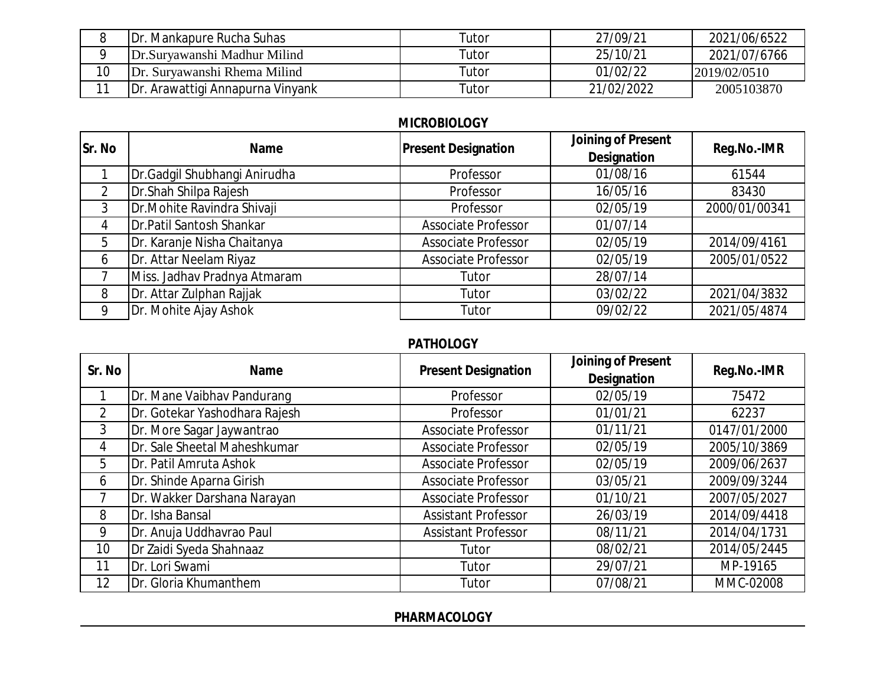| 8 | Dr. Mankapure Rucha Suhas | Tutor | 27/09/21 | 2021/06/6522 |
|---|---|---|---|---|
| 9 | Dr.Suryawanshi Madhur Milind | Tutor | 25/10/21 | 2021/07/6766 |
| 10 | Dr. Suryawanshi Rhema Milind | Tutor | 01/02/22 | 2019/02/0510 |
| 11 | Dr. Arawattigi Annapurna Vinyank | Tutor | 21/02/2022 | 2005103870 |

## MICROBIOLOGY

| Sr. No | Name | Present Designation | Joining of Present Designation | Reg.No.-IMR |
|---|---|---|---|---|
| 1 | Dr.Gadgil Shubhangi Anirudha | Professor | 01/08/16 | 61544 |
| 2 | Dr.Shah Shilpa Rajesh | Professor | 16/05/16 | 83430 |
| 3 | Dr.Mohite Ravindra Shivaji | Professor | 02/05/19 | 2000/01/00341 |
| 4 | Dr.Patil Santosh Shankar | Associate Professor | 01/07/14 | |
| 5 | Dr. Karanje Nisha Chaitanya | Associate Professor | 02/05/19 | 2014/09/4161 |
| 6 | Dr. Attar Neelam Riyaz | Associate Professor | 02/05/19 | 2005/01/0522 |
| 7 | Miss. Jadhav Pradnya Atmaram | Tutor | 28/07/14 | |
| 8 | Dr. Attar Zulphan Rajjak | Tutor | 03/02/22 | 2021/04/3832 |
| 9 | Dr. Mohite Ajay Ashok | Tutor | 09/02/22 | 2021/05/4874 |

## PATHOLOGY

| Sr. No | Name | Present Designation | Joining of Present Designation | Reg.No.-IMR |
|---|---|---|---|---|
| 1 | Dr. Mane Vaibhav Pandurang | Professor | 02/05/19 | 75472 |
| 2 | Dr. Gotekar Yashodhara Rajesh | Professor | 01/01/21 | 62237 |
| 3 | Dr. More Sagar Jaywantrao | Associate Professor | 01/11/21 | 0147/01/2000 |
| 4 | Dr. Sale Sheetal Maheshkumar | Associate Professor | 02/05/19 | 2005/10/3869 |
| 5 | Dr. Patil Amruta Ashok | Associate Professor | 02/05/19 | 2009/06/2637 |
| 6 | Dr. Shinde Aparna Girish | Associate Professor | 03/05/21 | 2009/09/3244 |
| 7 | Dr. Wakker Darshana Narayan | Associate Professor | 01/10/21 | 2007/05/2027 |
| 8 | Dr. Isha Bansal | Assistant Professor | 26/03/19 | 2014/09/4418 |
| 9 | Dr. Anuja Uddhavrao Paul | Assistant Professor | 08/11/21 | 2014/04/1731 |
| 10 | Dr Zaidi Syeda Shahnaaz | Tutor | 08/02/21 | 2014/05/2445 |
| 11 | Dr. Lori Swami | Tutor | 29/07/21 | MP-19165 |
| 12 | Dr. Gloria Khumanthem | Tutor | 07/08/21 | MMC-02008 |

## PHARMACOLOGY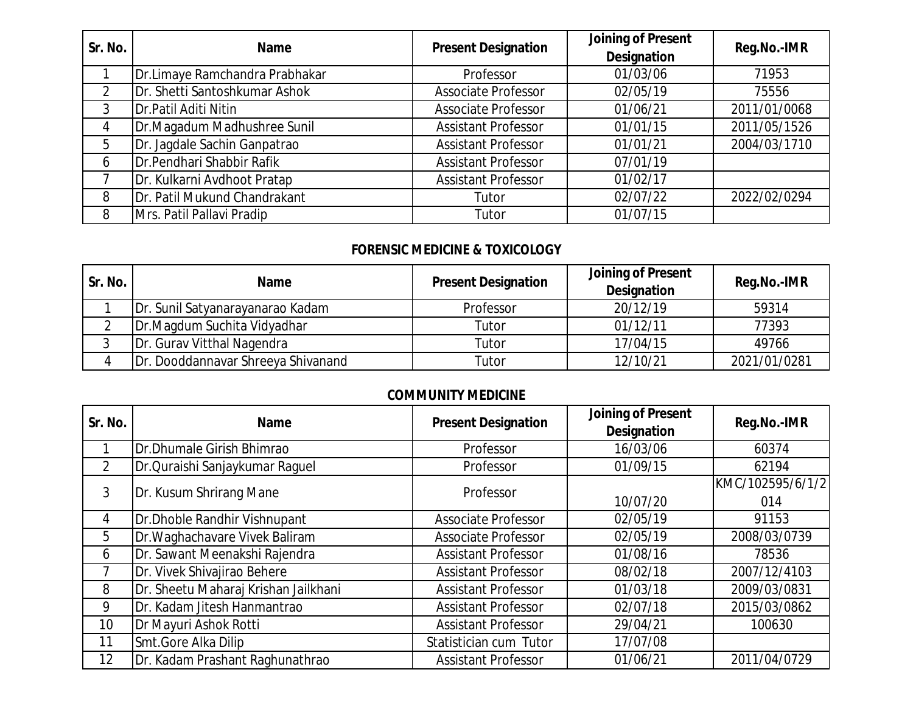| Sr. No. | Name | Present Designation | Joining of Present Designation | Reg.No.-IMR |
|---|---|---|---|---|
| 1 | Dr.Limaye Ramchandra Prabhakar | Professor | 01/03/06 | 71953 |
| 2 | Dr. Shetti Santoshkumar Ashok | Associate Professor | 02/05/19 | 75556 |
| 3 | Dr.Patil Aditi Nitin | Associate Professor | 01/06/21 | 2011/01/0068 |
| 4 | Dr.Magadum Madhushree Sunil | Assistant Professor | 01/01/15 | 2011/05/1526 |
| 5 | Dr. Jagdale Sachin Ganpatrao | Assistant Professor | 01/01/21 | 2004/03/1710 |
| 6 | Dr.Pendhari Shabbir Rafik | Assistant Professor | 07/01/19 | |
| 7 | Dr. Kulkarni Avdhoot Pratap | Assistant Professor | 01/02/17 | |
| 8 | Dr. Patil Mukund Chandrakant | Tutor | 02/07/22 | 2022/02/0294 |
| 8 | Mrs. Patil Pallavi Pradip | Tutor | 01/07/15 | |

## FORENSIC MEDICINE & TOXICOLOGY

| Sr. No. | Name | Present Designation | Joining of Present Designation | Reg.No.-IMR |
|---|---|---|---|---|
| 1 | Dr. Sunil Satyanarayanarao Kadam | Professor | 20/12/19 | 59314 |
| 2 | Dr.Magdum Suchita Vidyadhar | Tutor | 01/12/11 | 77393 |
| 3 | Dr. Gurav Vitthal Nagendra | Tutor | 17/04/15 | 49766 |
| 4 | Dr. Dooddannavar Shreeya Shivanand | Tutor | 12/10/21 | 2021/01/0281 |

## COMMUNITY MEDICINE

| Sr. No. | Name | Present Designation | Joining of Present Designation | Reg.No.-IMR |
|---|---|---|---|---|
| 1 | Dr.Dhumale Girish Bhimrao | Professor | 16/03/06 | 60374 |
| 2 | Dr.Quraishi Sanjaykumar Raguel | Professor | 01/09/15 | 62194 |
| 3 | Dr. Kusum Shrirang Mane | Professor | 10/07/20 | KMC/102595/6/1/2014 |
| 4 | Dr.Dhoble Randhir Vishnupant | Associate Professor | 02/05/19 | 91153 |
| 5 | Dr.Waghachavare Vivek Baliram | Associate Professor | 02/05/19 | 2008/03/0739 |
| 6 | Dr. Sawant Meenakshi Rajendra | Assistant Professor | 01/08/16 | 78536 |
| 7 | Dr. Vivek Shivajirao Behere | Assistant Professor | 08/02/18 | 2007/12/4103 |
| 8 | Dr. Sheetu Maharaj Krishan Jailkhani | Assistant Professor | 01/03/18 | 2009/03/0831 |
| 9 | Dr. Kadam Jitesh Hanmantrao | Assistant Professor | 02/07/18 | 2015/03/0862 |
| 10 | Dr Mayuri Ashok Rotti | Assistant Professor | 29/04/21 | 100630 |
| 11 | Smt.Gore Alka Dilip | Statistician cum Tutor | 17/07/08 | |
| 12 | Dr. Kadam Prashant Raghunathrao | Assistant Professor | 01/06/21 | 2011/04/0729 |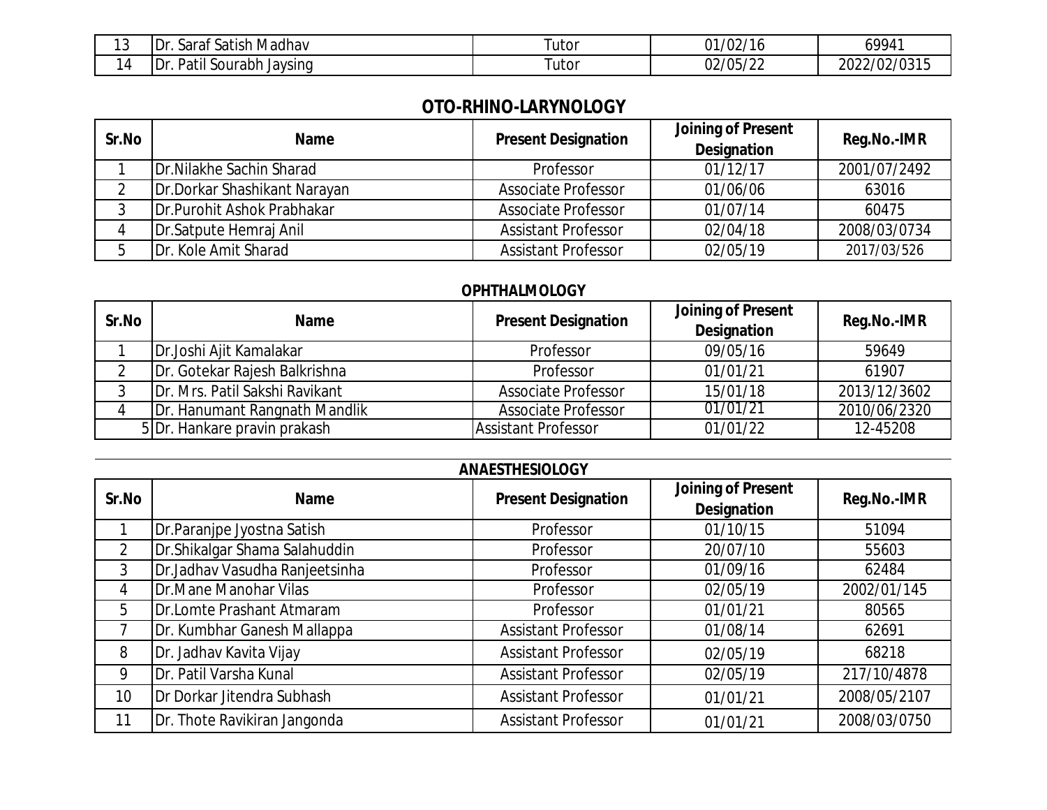| 13 | Dr. Saraf Satish Madhav | Tutor | 01/02/16 | 69941 |
|---|---|---|---|---|
| 14 | Dr. Patil Sourabh Jaysing | Tutor | 02/05/22 | 2022/02/0315 |

## OTO-RHINO-LARYNOLOGY

| Sr.No | Name | Present Designation | Joining of Present Designation | Reg.No.-IMR |
|---|---|---|---|---|
| 1 | Dr.Nilakhe Sachin Sharad | Professor | 01/12/17 | 2001/07/2492 |
| 2 | Dr.Dorkar Shashikant Narayan | Associate Professor | 01/06/06 | 63016 |
| 3 | Dr.Purohit Ashok Prabhakar | Associate Professor | 01/07/14 | 60475 |
| 4 | Dr.Satpute Hemraj Anil | Assistant Professor | 02/04/18 | 2008/03/0734 |
| 5 | Dr. Kole Amit Sharad | Assistant Professor | 02/05/19 | 2017/03/526 |

## OPHTHALMOLOGY

| Sr.No | Name | Present Designation | Joining of Present Designation | Reg.No.-IMR |
|---|---|---|---|---|
| 1 | Dr.Joshi Ajit Kamalakar | Professor | 09/05/16 | 59649 |
| 2 | Dr. Gotekar Rajesh Balkrishna | Professor | 01/01/21 | 61907 |
| 3 | Dr. Mrs. Patil Sakshi Ravikant | Associate Professor | 15/01/18 | 2013/12/3602 |
| 4 | Dr. Hanumant Rangnath Mandlik | Associate Professor | 01/01/21 | 2010/06/2320 |
| 5 | Dr. Hankare pravin prakash | Assistant Professor | 01/01/22 | 12-45208 |

## ANAESTHESIOLOGY

| Sr.No | Name | Present Designation | Joining of Present Designation | Reg.No.-IMR |
|---|---|---|---|---|
| 1 | Dr.Paranjpe Jyostna Satish | Professor | 01/10/15 | 51094 |
| 2 | Dr.Shikalgar Shama Salahuddin | Professor | 20/07/10 | 55603 |
| 3 | Dr.Jadhav Vasudha Ranjeetsinha | Professor | 01/09/16 | 62484 |
| 4 | Dr.Mane Manohar Vilas | Professor | 02/05/19 | 2002/01/145 |
| 5 | Dr.Lomte Prashant Atmaram | Professor | 01/01/21 | 80565 |
| 7 | Dr. Kumbhar Ganesh Mallappa | Assistant Professor | 01/08/14 | 62691 |
| 8 | Dr. Jadhav Kavita Vijay | Assistant Professor | 02/05/19 | 68218 |
| 9 | Dr. Patil Varsha Kunal | Assistant Professor | 02/05/19 | 217/10/4878 |
| 10 | Dr Dorkar Jitendra Subhash | Assistant Professor | 01/01/21 | 2008/05/2107 |
| 11 | Dr. Thote Ravikiran Jangonda | Assistant Professor | 01/01/21 | 2008/03/0750 |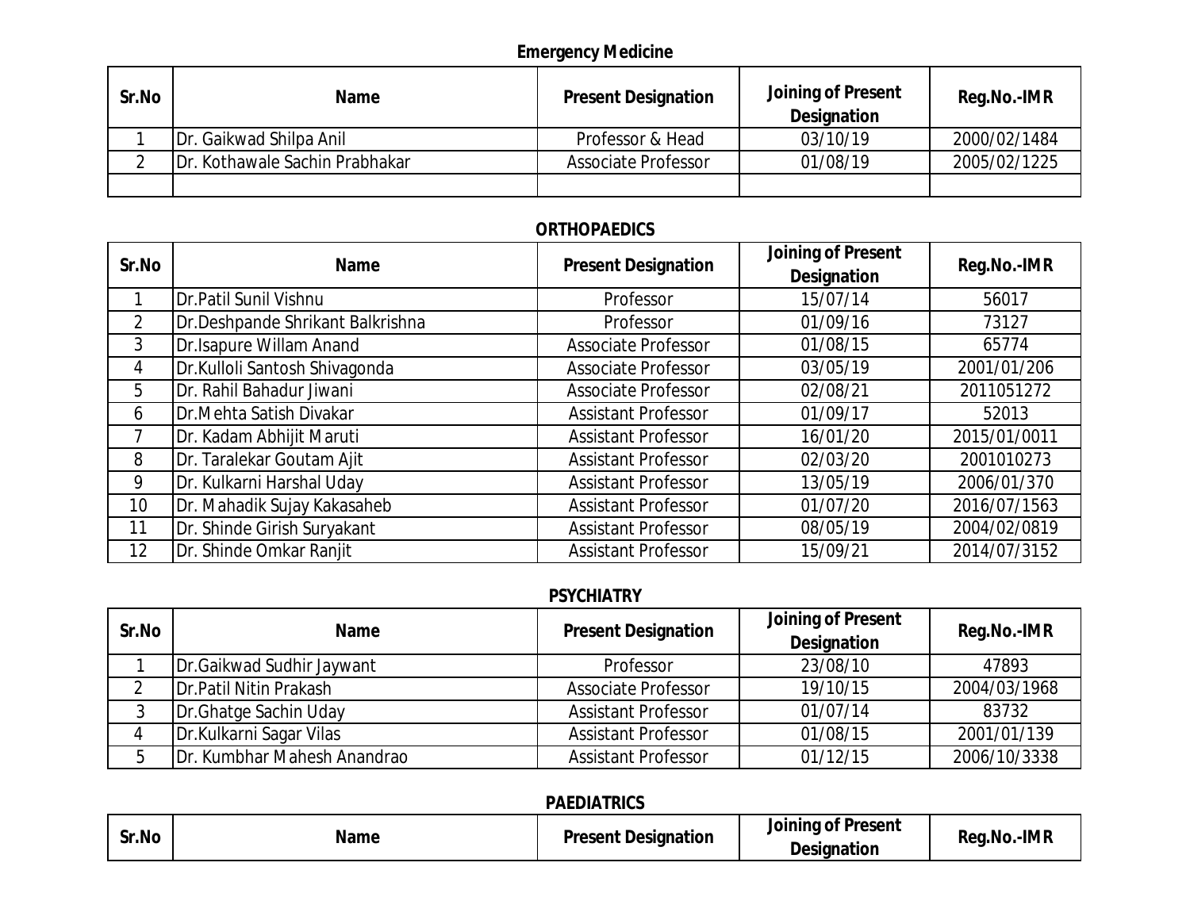## Emergency Medicine

| Sr.No | Name | Present Designation | Joining of Present Designation | Reg.No.-IMR |
|---|---|---|---|---|
| 1 | Dr. Gaikwad Shilpa Anil | Professor & Head | 03/10/19 | 2000/02/1484 |
| 2 | Dr. Kothawale Sachin Prabhakar | Associate Professor | 01/08/19 | 2005/02/1225 |
| | | | | |

## ORTHOPAEDICS

| Sr.No | Name | Present Designation | Joining of Present Designation | Reg.No.-IMR |
|---|---|---|---|---|
| 1 | Dr.Patil Sunil Vishnu | Professor | 15/07/14 | 56017 |
| 2 | Dr.Deshpande Shrikant Balkrishna | Professor | 01/09/16 | 73127 |
| 3 | Dr.Isapure Willam Anand | Associate Professor | 01/08/15 | 65774 |
| 4 | Dr.Kulloli Santosh Shivagonda | Associate Professor | 03/05/19 | 2001/01/206 |
| 5 | Dr. Rahil Bahadur Jiwani | Associate Professor | 02/08/21 | 2011051272 |
| 6 | Dr.Mehta Satish Divakar | Assistant Professor | 01/09/17 | 52013 |
| 7 | Dr. Kadam Abhijit Maruti | Assistant Professor | 16/01/20 | 2015/01/0011 |
| 8 | Dr. Taralekar Goutam Ajit | Assistant Professor | 02/03/20 | 2001010273 |
| 9 | Dr. Kulkarni Harshal Uday | Assistant Professor | 13/05/19 | 2006/01/370 |
| 10 | Dr. Mahadik Sujay Kakasaheb | Assistant Professor | 01/07/20 | 2016/07/1563 |
| 11 | Dr. Shinde Girish Suryakant | Assistant Professor | 08/05/19 | 2004/02/0819 |
| 12 | Dr. Shinde Omkar Ranjit | Assistant Professor | 15/09/21 | 2014/07/3152 |

## PSYCHIATRY

| Sr.No | Name | Present Designation | Joining of Present Designation | Reg.No.-IMR |
|---|---|---|---|---|
| 1 | Dr.Gaikwad Sudhir Jaywant | Professor | 23/08/10 | 47893 |
| 2 | Dr.Patil Nitin Prakash | Associate Professor | 19/10/15 | 2004/03/1968 |
| 3 | Dr.Ghatge Sachin Uday | Assistant Professor | 01/07/14 | 83732 |
| 4 | Dr.Kulkarni Sagar Vilas | Assistant Professor | 01/08/15 | 2001/01/139 |
| 5 | Dr. Kumbhar Mahesh Anandrao | Assistant Professor | 01/12/15 | 2006/10/3338 |

## PAEDIATRICS

| Sr.No | Name | Present Designation | Joining of Present Designation | Reg.No.-IMR |
|---|---|---|---|---|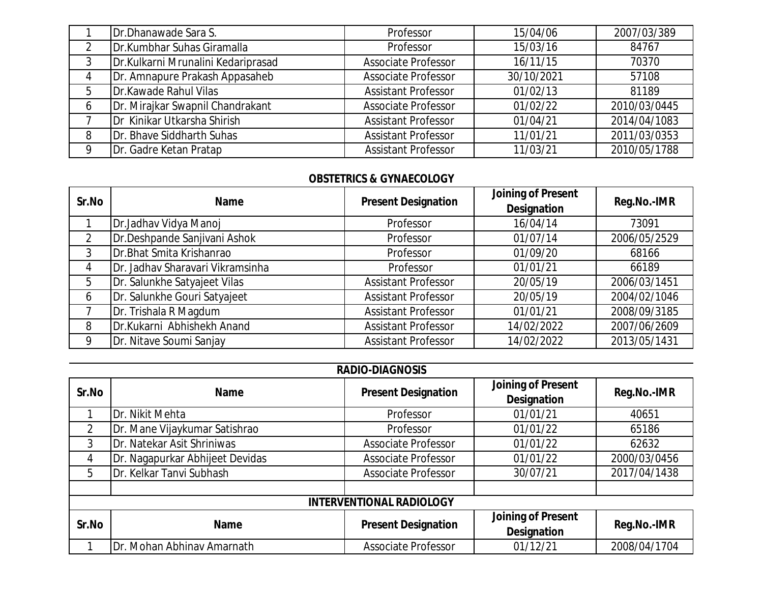| | | | | |
|---|---|---|---|---|
| 1 | Dr.Dhanawade Sara S. | Professor | 15/04/06 | 2007/03/389 |
| 2 | Dr.Kumbhar Suhas Giramalla | Professor | 15/03/16 | 84767 |
| 3 | Dr.Kulkarni Mrunalini Kedariprasad | Associate Professor | 16/11/15 | 70370 |
| 4 | Dr. Amnapure Prakash Appasaheb | Associate Professor | 30/10/2021 | 57108 |
| 5 | Dr.Kawade Rahul Vilas | Assistant Professor | 01/02/13 | 81189 |
| 6 | Dr. Mirajkar Swapnil Chandrakant | Associate Professor | 01/02/22 | 2010/03/0445 |
| 7 | Dr Kinikar Utkarsha Shirish | Assistant Professor | 01/04/21 | 2014/04/1083 |
| 8 | Dr. Bhave Siddharth Suhas | Assistant Professor | 11/01/21 | 2011/03/0353 |
| 9 | Dr. Gadre Ketan Pratap | Assistant Professor | 11/03/21 | 2010/05/1788 |

**OBSTETRICS & GYNAECOLOGY**

| Sr.No | Name | Present Designation | Joining of Present Designation | Reg.No.-IMR |
|---|---|---|---|---|
| 1 | Dr.Jadhav Vidya Manoj | Professor | 16/04/14 | 73091 |
| 2 | Dr.Deshpande Sanjivani Ashok | Professor | 01/07/14 | 2006/05/2529 |
| 3 | Dr.Bhat Smita Krishanrao | Professor | 01/09/20 | 68166 |
| 4 | Dr. Jadhav Sharavari Vikramsinha | Professor | 01/01/21 | 66189 |
| 5 | Dr. Salunkhe Satyajeet Vilas | Assistant Professor | 20/05/19 | 2006/03/1451 |
| 6 | Dr. Salunkhe Gouri Satyajeet | Assistant Professor | 20/05/19 | 2004/02/1046 |
| 7 | Dr. Trishala R Magdum | Assistant Professor | 01/01/21 | 2008/09/3185 |
| 8 | Dr.Kukarni Abhishekh Anand | Assistant Professor | 14/02/2022 | 2007/06/2609 |
| 9 | Dr. Nitave Soumi Sanjay | Assistant Professor | 14/02/2022 | 2013/05/1431 |

**RADIO-DIAGNOSIS**

| Sr.No | Name | Present Designation | Joining of Present Designation | Reg.No.-IMR |
|---|---|---|---|---|
| 1 | Dr. Nikit Mehta | Professor | 01/01/21 | 40651 |
| 2 | Dr. Mane Vijaykumar Satishrao | Professor | 01/01/22 | 65186 |
| 3 | Dr. Natekar Asit Shriniwas | Associate Professor | 01/01/22 | 62632 |
| 4 | Dr. Nagapurkar Abhijeet Devidas | Associate Professor | 01/01/22 | 2000/03/0456 |
| 5 | Dr. Kelkar Tanvi Subhash | Associate Professor | 30/07/21 | 2017/04/1438 |

**INTERVENTIONAL RADIOLOGY**

| Sr.No | Name | Present Designation | Joining of Present Designation | Reg.No.-IMR |
|---|---|---|---|---|
| 1 | Dr. Mohan Abhinav Amarnath | Associate Professor | 01/12/21 | 2008/04/1704 |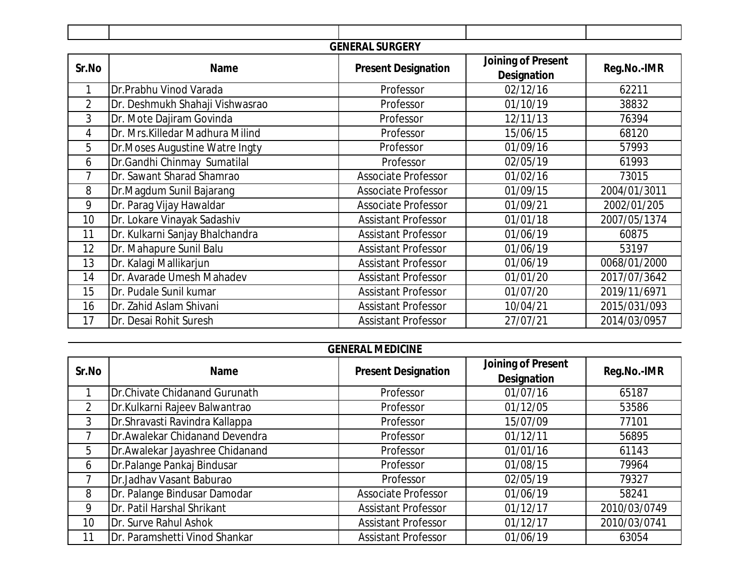## GENERAL SURGERY

| Sr.No | Name | Present Designation | Joining of Present Designation | Reg.No.-IMR |
|---|---|---|---|---|
| 1 | Dr.Prabhu Vinod Varada | Professor | 02/12/16 | 62211 |
| 2 | Dr. Deshmukh Shahaji Vishwasrao | Professor | 01/10/19 | 38832 |
| 3 | Dr. Mote Dajiram Govinda | Professor | 12/11/13 | 76394 |
| 4 | Dr. Mrs.Killedar Madhura Milind | Professor | 15/06/15 | 68120 |
| 5 | Dr.Moses Augustine Watre Ingty | Professor | 01/09/16 | 57993 |
| 6 | Dr.Gandhi Chinmay Sumatilal | Professor | 02/05/19 | 61993 |
| 7 | Dr. Sawant Sharad Shamrao | Associate Professor | 01/02/16 | 73015 |
| 8 | Dr.Magdum Sunil Bajarang | Associate Professor | 01/09/15 | 2004/01/3011 |
| 9 | Dr. Parag Vijay Hawaldar | Associate Professor | 01/09/21 | 2002/01/205 |
| 10 | Dr. Lokare Vinayak Sadashiv | Assistant Professor | 01/01/18 | 2007/05/1374 |
| 11 | Dr. Kulkarni Sanjay Bhalchandra | Assistant Professor | 01/06/19 | 60875 |
| 12 | Dr. Mahapure Sunil Balu | Assistant Professor | 01/06/19 | 53197 |
| 13 | Dr. Kalagi Mallikarjun | Assistant Professor | 01/06/19 | 0068/01/2000 |
| 14 | Dr. Avarade Umesh Mahadev | Assistant Professor | 01/01/20 | 2017/07/3642 |
| 15 | Dr. Pudale Sunil kumar | Assistant Professor | 01/07/20 | 2019/11/6971 |
| 16 | Dr. Zahid Aslam Shivani | Assistant Professor | 10/04/21 | 2015/031/093 |
| 17 | Dr. Desai Rohit Suresh | Assistant Professor | 27/07/21 | 2014/03/0957 |

## GENERAL MEDICINE

| Sr.No | Name | Present Designation | Joining of Present Designation | Reg.No.-IMR |
|---|---|---|---|---|
| 1 | Dr.Chivate Chidanand Gurunath | Professor | 01/07/16 | 65187 |
| 2 | Dr.Kulkarni Rajeev Balwantrao | Professor | 01/12/05 | 53586 |
| 3 | Dr.Shravasti Ravindra Kallappa | Professor | 15/07/09 | 77101 |
| 7 | Dr.Awalekar Chidanand Devendra | Professor | 01/12/11 | 56895 |
| 5 | Dr.Awalekar Jayashree Chidanand | Professor | 01/01/16 | 61143 |
| 6 | Dr.Palange Pankaj Bindusar | Professor | 01/08/15 | 79964 |
| 7 | Dr.Jadhav Vasant Baburao | Professor | 02/05/19 | 79327 |
| 8 | Dr. Palange Bindusar Damodar | Associate Professor | 01/06/19 | 58241 |
| 9 | Dr. Patil Harshal Shrikant | Assistant Professor | 01/12/17 | 2010/03/0749 |
| 10 | Dr. Surve Rahul Ashok | Assistant Professor | 01/12/17 | 2010/03/0741 |
| 11 | Dr. Paramshetti Vinod Shankar | Assistant Professor | 01/06/19 | 63054 |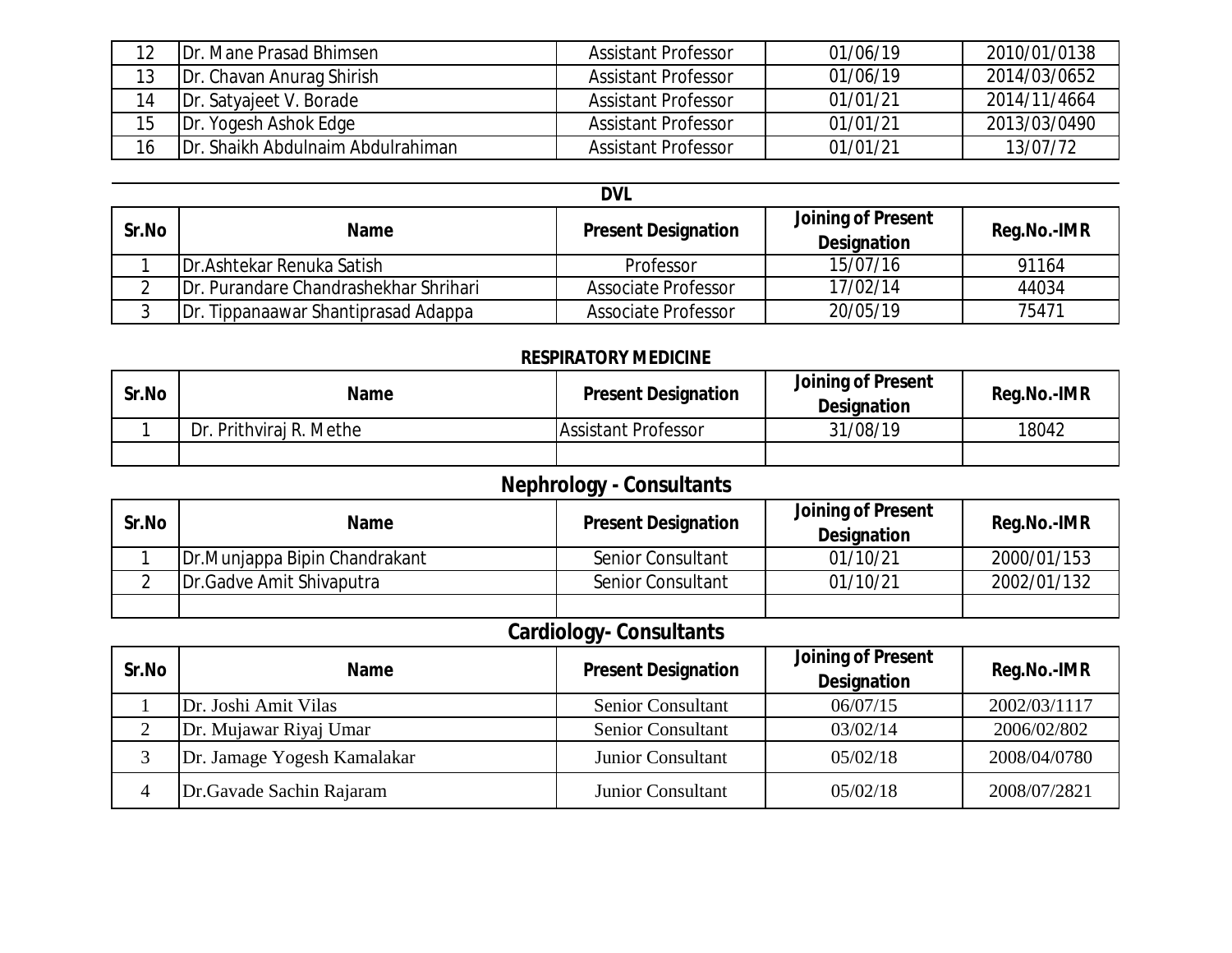| | | | | |
|---|---|---|---|---|
| 12 | Dr. Mane Prasad Bhimsen | Assistant Professor | 01/06/19 | 2010/01/0138 |
| 13 | Dr. Chavan Anurag Shirish | Assistant Professor | 01/06/19 | 2014/03/0652 |
| 14 | Dr. Satyajeet V. Borade | Assistant Professor | 01/01/21 | 2014/11/4664 |
| 15 | Dr. Yogesh Ashok Edge | Assistant Professor | 01/01/21 | 2013/03/0490 |
| 16 | Dr. Shaikh Abdulnaim Abdulrahiman | Assistant Professor | 01/01/21 | 13/07/72 |

## DVL

| Sr.No | Name | Present Designation | Joining of Present Designation | Reg.No.-IMR |
|---|---|---|---|---|
| 1 | Dr.Ashtekar Renuka Satish | Professor | 15/07/16 | 91164 |
| 2 | Dr. Purandare Chandrashekhar Shrihari | Associate Professor | 17/02/14 | 44034 |
| 3 | Dr. Tippanaawar Shantiprasad Adappa | Associate Professor | 20/05/19 | 75471 |

## RESPIRATORY MEDICINE

| Sr.No | Name | Present Designation | Joining of Present Designation | Reg.No.-IMR |
|---|---|---|---|---|
| 1 | Dr. Prithviraj R. Methe | Assistant Professor | 31/08/19 | 18042 |
| | | | | |

## Nephrology - Consultants

| Sr.No | Name | Present Designation | Joining of Present Designation | Reg.No.-IMR |
|---|---|---|---|---|
| 1 | Dr.Munjappa Bipin Chandrakant | Senior Consultant | 01/10/21 | 2000/01/153 |
| 2 | Dr.Gadve Amit Shivaputra | Senior Consultant | 01/10/21 | 2002/01/132 |
| | | | | |

## Cardiology- Consultants

| Sr.No | Name | Present Designation | Joining of Present Designation | Reg.No.-IMR |
|---|---|---|---|---|
| 1 | Dr. Joshi Amit Vilas | Senior Consultant | 06/07/15 | 2002/03/1117 |
| 2 | Dr. Mujawar Riyaj Umar | Senior Consultant | 03/02/14 | 2006/02/802 |
| 3 | Dr. Jamage Yogesh Kamalakar | Junior Consultant | 05/02/18 | 2008/04/0780 |
| 4 | Dr.Gavade Sachin Rajaram | Junior Consultant | 05/02/18 | 2008/07/2821 |